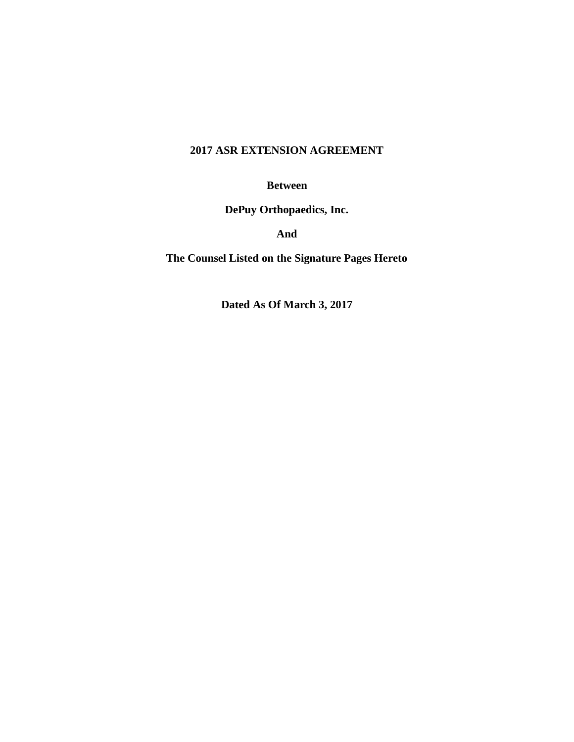# 2017 ASR EXTENSION AGREEMENT

**Between**

**DePuy Orthopaedics, Inc.**

**And**

**The Counsel Listed on the Signature Pages Hereto**

**Dated As Of March 3, 2017**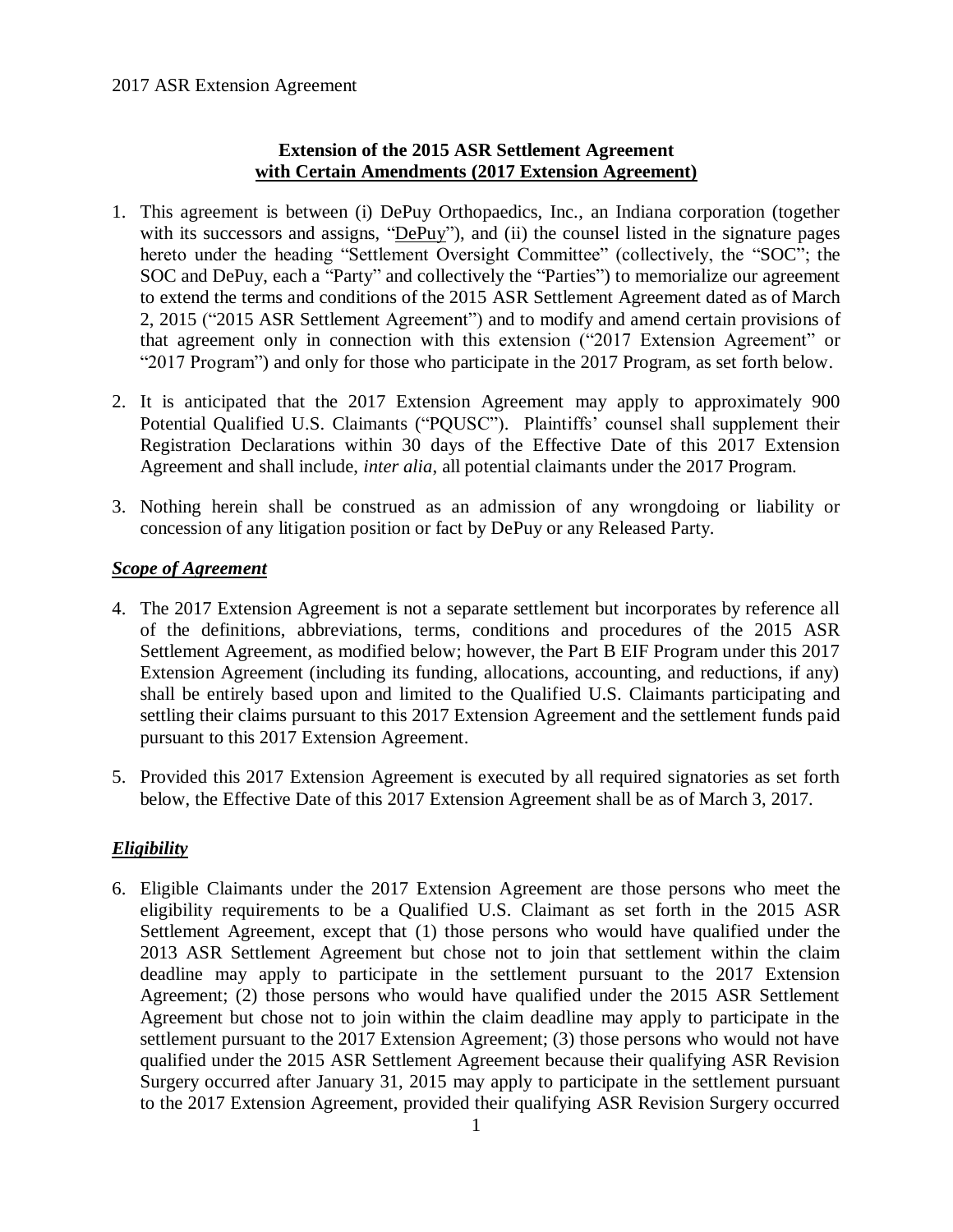# Extension of the 2015 ASR Settlement Agreement with Certain Amendments (2017 Extension Agreement)

1. This agreement is between (i) DePuy Orthopaedics, Inc., an Indiana corporation (together with its successors and assigns, "DePuy"), and (ii) the counsel listed in the signature pages hereto under the heading "Settlement Oversight Committee" (collectively, the "SOC"; the SOC and DePuy, each a "Party" and collectively the "Parties") to memorialize our agreement to extend the terms and conditions of the 2015 ASR Settlement Agreement dated as of March 2, 2015 ("2015 ASR Settlement Agreement") and to modify and amend certain provisions of that agreement only in connection with this extension ("2017 Extension Agreement" or "2017 Program") and only for those who participate in the 2017 Program, as set forth below.

2. It is anticipated that the 2017 Extension Agreement may apply to approximately 900 Potential Qualified U.S. Claimants ("PQUSC"). Plaintiffs' counsel shall supplement their Registration Declarations within 30 days of the Effective Date of this 2017 Extension Agreement and shall include, *inter alia*, all potential claimants under the 2017 Program.

3. Nothing herein shall be construed as an admission of any wrongdoing or liability or concession of any litigation position or fact by DePuy or any Released Party.

## ***Scope of Agreement***

4. The 2017 Extension Agreement is not a separate settlement but incorporates by reference all of the definitions, abbreviations, terms, conditions and procedures of the 2015 ASR Settlement Agreement, as modified below; however, the Part B EIF Program under this 2017 Extension Agreement (including its funding, allocations, accounting, and reductions, if any) shall be entirely based upon and limited to the Qualified U.S. Claimants participating and settling their claims pursuant to this 2017 Extension Agreement and the settlement funds paid pursuant to this 2017 Extension Agreement.

5. Provided this 2017 Extension Agreement is executed by all required signatories as set forth below, the Effective Date of this 2017 Extension Agreement shall be as of March 3, 2017.

## ***Eligibility***

6. Eligible Claimants under the 2017 Extension Agreement are those persons who meet the eligibility requirements to be a Qualified U.S. Claimant as set forth in the 2015 ASR Settlement Agreement, except that (1) those persons who would have qualified under the 2013 ASR Settlement Agreement but chose not to join that settlement within the claim deadline may apply to participate in the settlement pursuant to the 2017 Extension Agreement; (2) those persons who would have qualified under the 2015 ASR Settlement Agreement but chose not to join within the claim deadline may apply to participate in the settlement pursuant to the 2017 Extension Agreement; (3) those persons who would not have qualified under the 2015 ASR Settlement Agreement because their qualifying ASR Revision Surgery occurred after January 31, 2015 may apply to participate in the settlement pursuant to the 2017 Extension Agreement, provided their qualifying ASR Revision Surgery occurred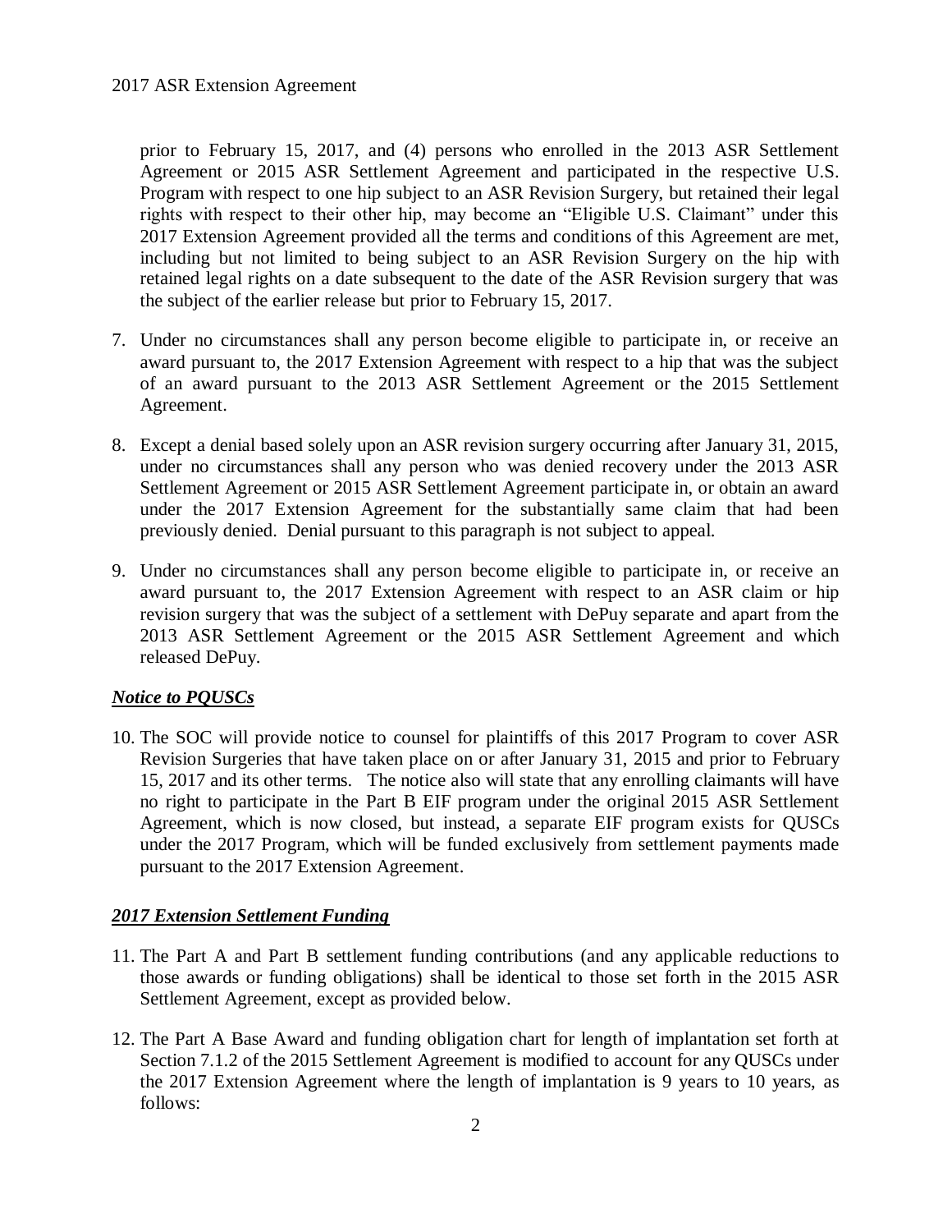prior to February 15, 2017, and (4) persons who enrolled in the 2013 ASR Settlement Agreement or 2015 ASR Settlement Agreement and participated in the respective U.S. Program with respect to one hip subject to an ASR Revision Surgery, but retained their legal rights with respect to their other hip, may become an "Eligible U.S. Claimant" under this 2017 Extension Agreement provided all the terms and conditions of this Agreement are met, including but not limited to being subject to an ASR Revision Surgery on the hip with retained legal rights on a date subsequent to the date of the ASR Revision surgery that was the subject of the earlier release but prior to February 15, 2017.

7. Under no circumstances shall any person become eligible to participate in, or receive an award pursuant to, the 2017 Extension Agreement with respect to a hip that was the subject of an award pursuant to the 2013 ASR Settlement Agreement or the 2015 Settlement Agreement.

8. Except a denial based solely upon an ASR revision surgery occurring after January 31, 2015, under no circumstances shall any person who was denied recovery under the 2013 ASR Settlement Agreement or 2015 ASR Settlement Agreement participate in, or obtain an award under the 2017 Extension Agreement for the substantially same claim that had been previously denied. Denial pursuant to this paragraph is not subject to appeal.

9. Under no circumstances shall any person become eligible to participate in, or receive an award pursuant to, the 2017 Extension Agreement with respect to an ASR claim or hip revision surgery that was the subject of a settlement with DePuy separate and apart from the 2013 ASR Settlement Agreement or the 2015 ASR Settlement Agreement and which released DePuy.

***Notice to PQUSCs***

10. The SOC will provide notice to counsel for plaintiffs of this 2017 Program to cover ASR Revision Surgeries that have taken place on or after January 31, 2015 and prior to February 15, 2017 and its other terms. The notice also will state that any enrolling claimants will have no right to participate in the Part B EIF program under the original 2015 ASR Settlement Agreement, which is now closed, but instead, a separate EIF program exists for QUSCs under the 2017 Program, which will be funded exclusively from settlement payments made pursuant to the 2017 Extension Agreement.

***2017 Extension Settlement Funding***

11. The Part A and Part B settlement funding contributions (and any applicable reductions to those awards or funding obligations) shall be identical to those set forth in the 2015 ASR Settlement Agreement, except as provided below.

12. The Part A Base Award and funding obligation chart for length of implantation set forth at Section 7.1.2 of the 2015 Settlement Agreement is modified to account for any QUSCs under the 2017 Extension Agreement where the length of implantation is 9 years to 10 years, as follows: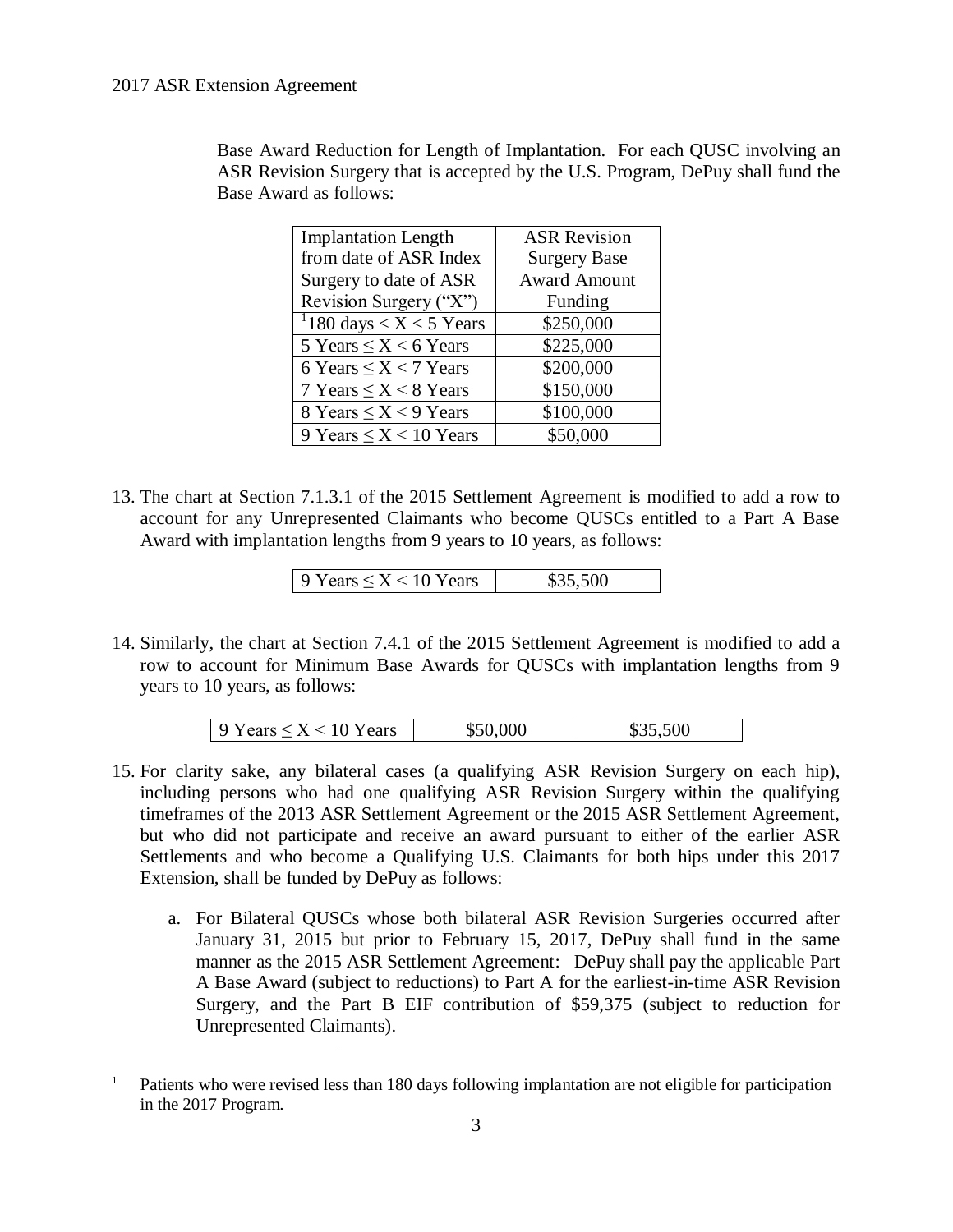Base Award Reduction for Length of Implantation. For each QUSC involving an ASR Revision Surgery that is accepted by the U.S. Program, DePuy shall fund the Base Award as follows:

| Implantation Length from date of ASR Index Surgery to date of ASR Revision Surgery ("X") | ASR Revision Surgery Base Award Amount Funding |
|---|---|
| [1]180 days < X < 5 Years | $250,000 |
| 5 Years ≤ X < 6 Years | $225,000 |
| 6 Years ≤ X < 7 Years | $200,000 |
| 7 Years ≤ X < 8 Years | $150,000 |
| 8 Years ≤ X < 9 Years | $100,000 |
| 9 Years ≤ X < 10 Years | $50,000 |

13. The chart at Section 7.1.3.1 of the 2015 Settlement Agreement is modified to add a row to account for any Unrepresented Claimants who become QUSCs entitled to a Part A Base Award with implantation lengths from 9 years to 10 years, as follows:

| 9 Years ≤ X < 10 Years | $35,500 |
|---|---|

14. Similarly, the chart at Section 7.4.1 of the 2015 Settlement Agreement is modified to add a row to account for Minimum Base Awards for QUSCs with implantation lengths from 9 years to 10 years, as follows:

| 9 Years ≤ X < 10 Years | $50,000 | $35,500 |
|---|---|---|

15. For clarity sake, any bilateral cases (a qualifying ASR Revision Surgery on each hip), including persons who had one qualifying ASR Revision Surgery within the qualifying timeframes of the 2013 ASR Settlement Agreement or the 2015 ASR Settlement Agreement, but who did not participate and receive an award pursuant to either of the earlier ASR Settlements and who become a Qualifying U.S. Claimants for both hips under this 2017 Extension, shall be funded by DePuy as follows:

    a. For Bilateral QUSCs whose both bilateral ASR Revision Surgeries occurred after January 31, 2015 but prior to February 15, 2017, DePuy shall fund in the same manner as the 2015 ASR Settlement Agreement: DePuy shall pay the applicable Part A Base Award (subject to reductions) to Part A for the earliest-in-time ASR Revision Surgery, and the Part B EIF contribution of $59,375 (subject to reduction for Unrepresented Claimants).

---

[1] Patients who were revised less than 180 days following implantation are not eligible for participation in the 2017 Program.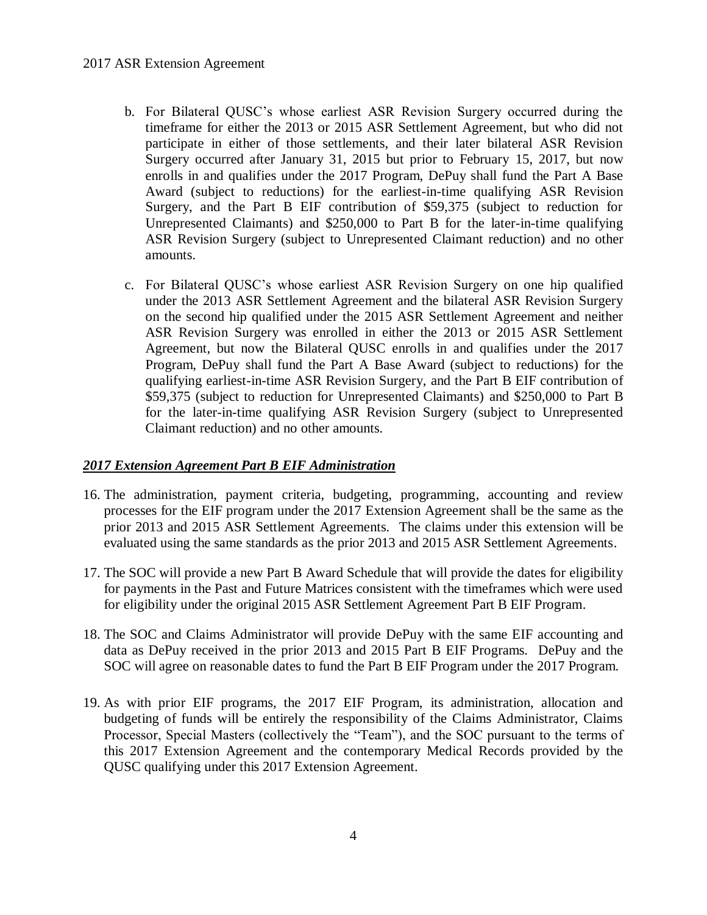b. For Bilateral QUSC's whose earliest ASR Revision Surgery occurred during the timeframe for either the 2013 or 2015 ASR Settlement Agreement, but who did not participate in either of those settlements, and their later bilateral ASR Revision Surgery occurred after January 31, 2015 but prior to February 15, 2017, but now enrolls in and qualifies under the 2017 Program, DePuy shall fund the Part A Base Award (subject to reductions) for the earliest-in-time qualifying ASR Revision Surgery, and the Part B EIF contribution of $59,375 (subject to reduction for Unrepresented Claimants) and $250,000 to Part B for the later-in-time qualifying ASR Revision Surgery (subject to Unrepresented Claimant reduction) and no other amounts.

c. For Bilateral QUSC's whose earliest ASR Revision Surgery on one hip qualified under the 2013 ASR Settlement Agreement and the bilateral ASR Revision Surgery on the second hip qualified under the 2015 ASR Settlement Agreement and neither ASR Revision Surgery was enrolled in either the 2013 or 2015 ASR Settlement Agreement, but now the Bilateral QUSC enrolls in and qualifies under the 2017 Program, DePuy shall fund the Part A Base Award (subject to reductions) for the qualifying earliest-in-time ASR Revision Surgery, and the Part B EIF contribution of $59,375 (subject to reduction for Unrepresented Claimants) and $250,000 to Part B for the later-in-time qualifying ASR Revision Surgery (subject to Unrepresented Claimant reduction) and no other amounts.

***2017 Extension Agreement Part B EIF Administration***

16. The administration, payment criteria, budgeting, programming, accounting and review processes for the EIF program under the 2017 Extension Agreement shall be the same as the prior 2013 and 2015 ASR Settlement Agreements. The claims under this extension will be evaluated using the same standards as the prior 2013 and 2015 ASR Settlement Agreements.

17. The SOC will provide a new Part B Award Schedule that will provide the dates for eligibility for payments in the Past and Future Matrices consistent with the timeframes which were used for eligibility under the original 2015 ASR Settlement Agreement Part B EIF Program.

18. The SOC and Claims Administrator will provide DePuy with the same EIF accounting and data as DePuy received in the prior 2013 and 2015 Part B EIF Programs. DePuy and the SOC will agree on reasonable dates to fund the Part B EIF Program under the 2017 Program.

19. As with prior EIF programs, the 2017 EIF Program, its administration, allocation and budgeting of funds will be entirely the responsibility of the Claims Administrator, Claims Processor, Special Masters (collectively the "Team"), and the SOC pursuant to the terms of this 2017 Extension Agreement and the contemporary Medical Records provided by the QUSC qualifying under this 2017 Extension Agreement.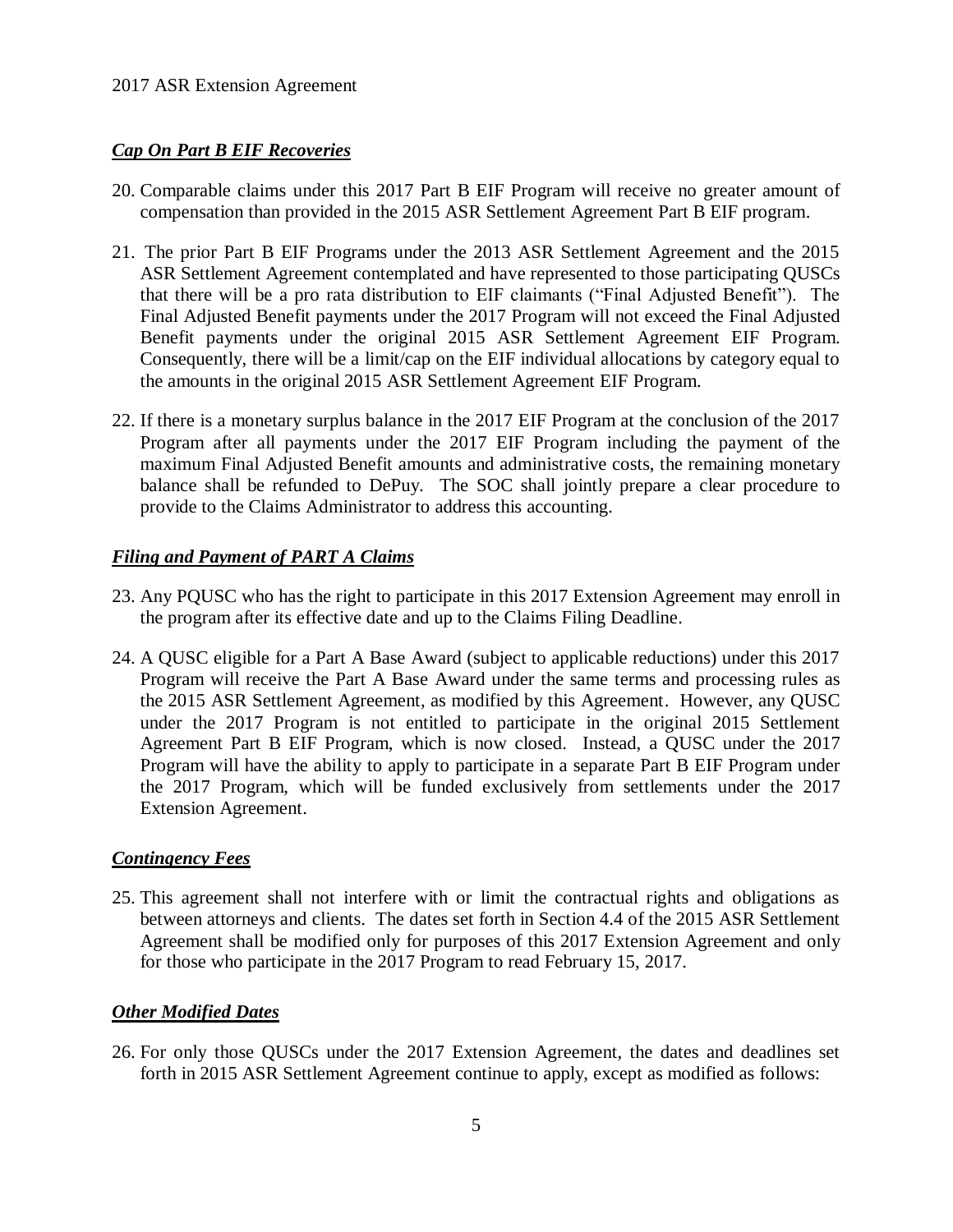### ***Cap On Part B EIF Recoveries***

20. Comparable claims under this 2017 Part B EIF Program will receive no greater amount of compensation than provided in the 2015 ASR Settlement Agreement Part B EIF program.

21. The prior Part B EIF Programs under the 2013 ASR Settlement Agreement and the 2015 ASR Settlement Agreement contemplated and have represented to those participating QUSCs that there will be a pro rata distribution to EIF claimants ("Final Adjusted Benefit"). The Final Adjusted Benefit payments under the 2017 Program will not exceed the Final Adjusted Benefit payments under the original 2015 ASR Settlement Agreement EIF Program. Consequently, there will be a limit/cap on the EIF individual allocations by category equal to the amounts in the original 2015 ASR Settlement Agreement EIF Program.

22. If there is a monetary surplus balance in the 2017 EIF Program at the conclusion of the 2017 Program after all payments under the 2017 EIF Program including the payment of the maximum Final Adjusted Benefit amounts and administrative costs, the remaining monetary balance shall be refunded to DePuy. The SOC shall jointly prepare a clear procedure to provide to the Claims Administrator to address this accounting.

### ***Filing and Payment of PART A Claims***

23. Any PQUSC who has the right to participate in this 2017 Extension Agreement may enroll in the program after its effective date and up to the Claims Filing Deadline.

24. A QUSC eligible for a Part A Base Award (subject to applicable reductions) under this 2017 Program will receive the Part A Base Award under the same terms and processing rules as the 2015 ASR Settlement Agreement, as modified by this Agreement. However, any QUSC under the 2017 Program is not entitled to participate in the original 2015 Settlement Agreement Part B EIF Program, which is now closed. Instead, a QUSC under the 2017 Program will have the ability to apply to participate in a separate Part B EIF Program under the 2017 Program, which will be funded exclusively from settlements under the 2017 Extension Agreement.

### ***Contingency Fees***

25. This agreement shall not interfere with or limit the contractual rights and obligations as between attorneys and clients. The dates set forth in Section 4.4 of the 2015 ASR Settlement Agreement shall be modified only for purposes of this 2017 Extension Agreement and only for those who participate in the 2017 Program to read February 15, 2017.

### ***Other Modified Dates***

26. For only those QUSCs under the 2017 Extension Agreement, the dates and deadlines set forth in 2015 ASR Settlement Agreement continue to apply, except as modified as follows: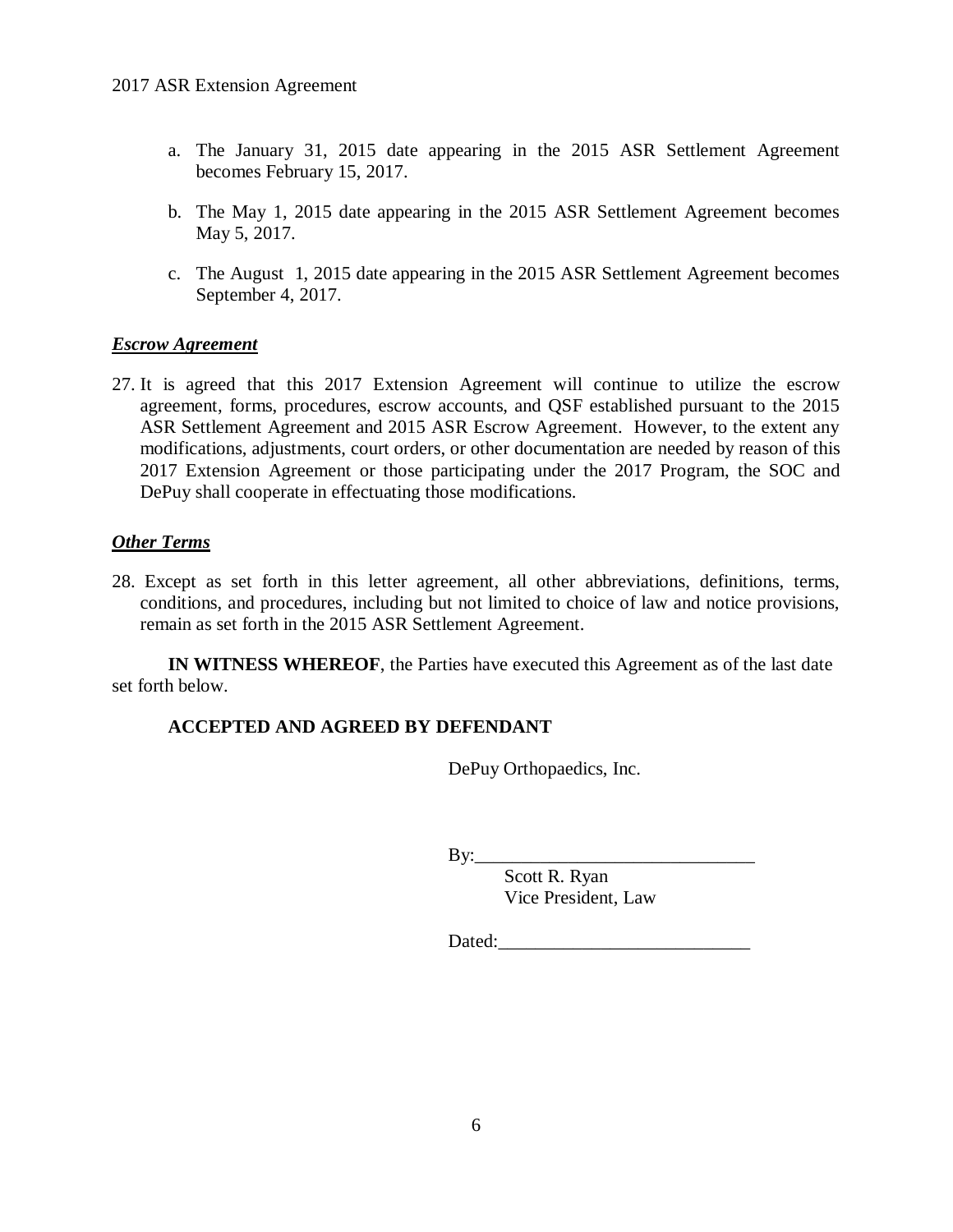a. The January 31, 2015 date appearing in the 2015 ASR Settlement Agreement becomes February 15, 2017.

b. The May 1, 2015 date appearing in the 2015 ASR Settlement Agreement becomes May 5, 2017.

c. The August 1, 2015 date appearing in the 2015 ASR Settlement Agreement becomes September 4, 2017.

***Escrow Agreement***

27. It is agreed that this 2017 Extension Agreement will continue to utilize the escrow agreement, forms, procedures, escrow accounts, and QSF established pursuant to the 2015 ASR Settlement Agreement and 2015 ASR Escrow Agreement. However, to the extent any modifications, adjustments, court orders, or other documentation are needed by reason of this 2017 Extension Agreement or those participating under the 2017 Program, the SOC and DePuy shall cooperate in effectuating those modifications.

***Other Terms***

28. Except as set forth in this letter agreement, all other abbreviations, definitions, terms, conditions, and procedures, including but not limited to choice of law and notice provisions, remain as set forth in the 2015 ASR Settlement Agreement.

**IN WITNESS WHEREOF**, the Parties have executed this Agreement as of the last date set forth below.

**ACCEPTED AND AGREED BY DEFENDANT**

DePuy Orthopaedics, Inc.

By:______________________________
Scott R. Ryan
Vice President, Law

Dated:___________________________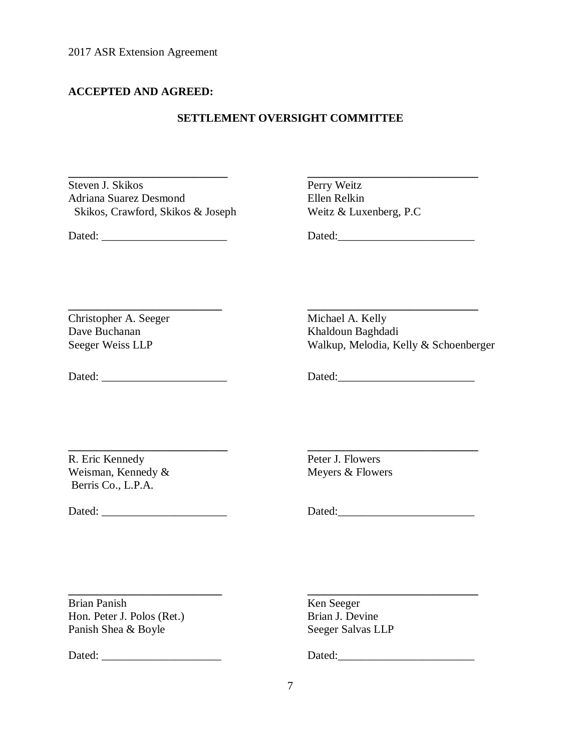**ACCEPTED AND AGREED:**

**SETTLEMENT OVERSIGHT COMMITTEE**

\_\_\_\_\_\_\_\_\_\_\_\_\_\_\_\_\_\_\_\_\_\_\_\_\_\_\_\_
Steven J. Skikos
Adriana Suarez Desmond
Skikos, Crawford, Skikos & Joseph

Dated: \_\_\_\_\_\_\_\_\_\_\_\_\_\_\_\_\_\_\_\_\_\_

\_\_\_\_\_\_\_\_\_\_\_\_\_\_\_\_\_\_\_\_\_\_\_\_\_\_\_\_
Perry Weitz
Ellen Relkin
Weitz & Luxenberg, P.C

Dated:\_\_\_\_\_\_\_\_\_\_\_\_\_\_\_\_\_\_\_\_\_\_\_\_

\_\_\_\_\_\_\_\_\_\_\_\_\_\_\_\_\_\_\_\_\_\_\_\_\_\_\_\_
Christopher A. Seeger
Dave Buchanan
Seeger Weiss LLP

Dated: \_\_\_\_\_\_\_\_\_\_\_\_\_\_\_\_\_\_\_\_\_\_

\_\_\_\_\_\_\_\_\_\_\_\_\_\_\_\_\_\_\_\_\_\_\_\_\_\_\_\_
Michael A. Kelly
Khaldoun Baghdadi
Walkup, Melodia, Kelly & Schoenberger

Dated:\_\_\_\_\_\_\_\_\_\_\_\_\_\_\_\_\_\_\_\_\_\_\_\_

\_\_\_\_\_\_\_\_\_\_\_\_\_\_\_\_\_\_\_\_\_\_\_\_\_\_\_\_
R. Eric Kennedy
Weisman, Kennedy &
Berris Co., L.P.A.

Dated: \_\_\_\_\_\_\_\_\_\_\_\_\_\_\_\_\_\_\_\_\_\_

\_\_\_\_\_\_\_\_\_\_\_\_\_\_\_\_\_\_\_\_\_\_\_\_\_\_\_\_
Peter J. Flowers
Meyers & Flowers

Dated:\_\_\_\_\_\_\_\_\_\_\_\_\_\_\_\_\_\_\_\_\_\_\_\_

\_\_\_\_\_\_\_\_\_\_\_\_\_\_\_\_\_\_\_\_\_\_\_\_\_\_\_\_
Brian Panish
Hon. Peter J. Polos (Ret.)
Panish Shea & Boyle

Dated: \_\_\_\_\_\_\_\_\_\_\_\_\_\_\_\_\_\_\_\_\_

\_\_\_\_\_\_\_\_\_\_\_\_\_\_\_\_\_\_\_\_\_\_\_\_\_\_\_\_
Ken Seeger
Brian J. Devine
Seeger Salvas LLP

Dated:\_\_\_\_\_\_\_\_\_\_\_\_\_\_\_\_\_\_\_\_\_\_\_\_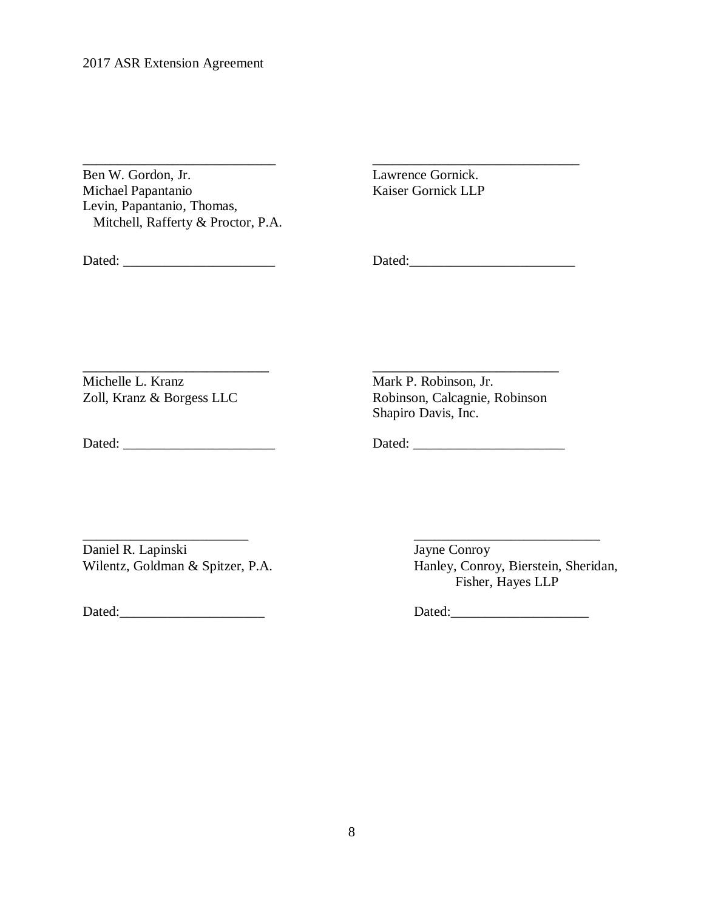\_\_\_\_\_\_\_\_\_\_\_\_\_\_\_\_\_\_\_\_\_\_\_\_\_\_\_\_
Ben W. Gordon, Jr.
Michael Papantanio
Levin, Papantanio, Thomas,
Mitchell, Rafferty & Proctor, P.A.

Dated: \_\_\_\_\_\_\_\_\_\_\_\_\_\_\_\_\_\_\_\_\_\_

\_\_\_\_\_\_\_\_\_\_\_\_\_\_\_\_\_\_\_\_\_\_\_\_\_\_\_\_
Lawrence Gornick.
Kaiser Gornick LLP

Dated:\_\_\_\_\_\_\_\_\_\_\_\_\_\_\_\_\_\_\_\_\_\_\_\_

\_\_\_\_\_\_\_\_\_\_\_\_\_\_\_\_\_\_\_\_\_\_\_\_\_\_\_\_
Michelle L. Kranz
Zoll, Kranz & Borgess LLC

Dated: \_\_\_\_\_\_\_\_\_\_\_\_\_\_\_\_\_\_\_\_\_\_

\_\_\_\_\_\_\_\_\_\_\_\_\_\_\_\_\_\_\_\_\_\_\_\_\_\_\_\_
Mark P. Robinson, Jr.
Robinson, Calcagnie, Robinson
Shapiro Davis, Inc.

Dated: \_\_\_\_\_\_\_\_\_\_\_\_\_\_\_\_\_\_\_\_\_\_

\_\_\_\_\_\_\_\_\_\_\_\_\_\_\_\_\_\_\_\_\_\_\_\_\_\_\_\_
Daniel R. Lapinski
Wilentz, Goldman & Spitzer, P.A.

Dated:\_\_\_\_\_\_\_\_\_\_\_\_\_\_\_\_\_\_\_\_\_

\_\_\_\_\_\_\_\_\_\_\_\_\_\_\_\_\_\_\_\_\_\_\_\_\_\_\_\_
Jayne Conroy
Hanley, Conroy, Bierstein, Sheridan,
Fisher, Hayes LLP

Dated:\_\_\_\_\_\_\_\_\_\_\_\_\_\_\_\_\_\_\_\_